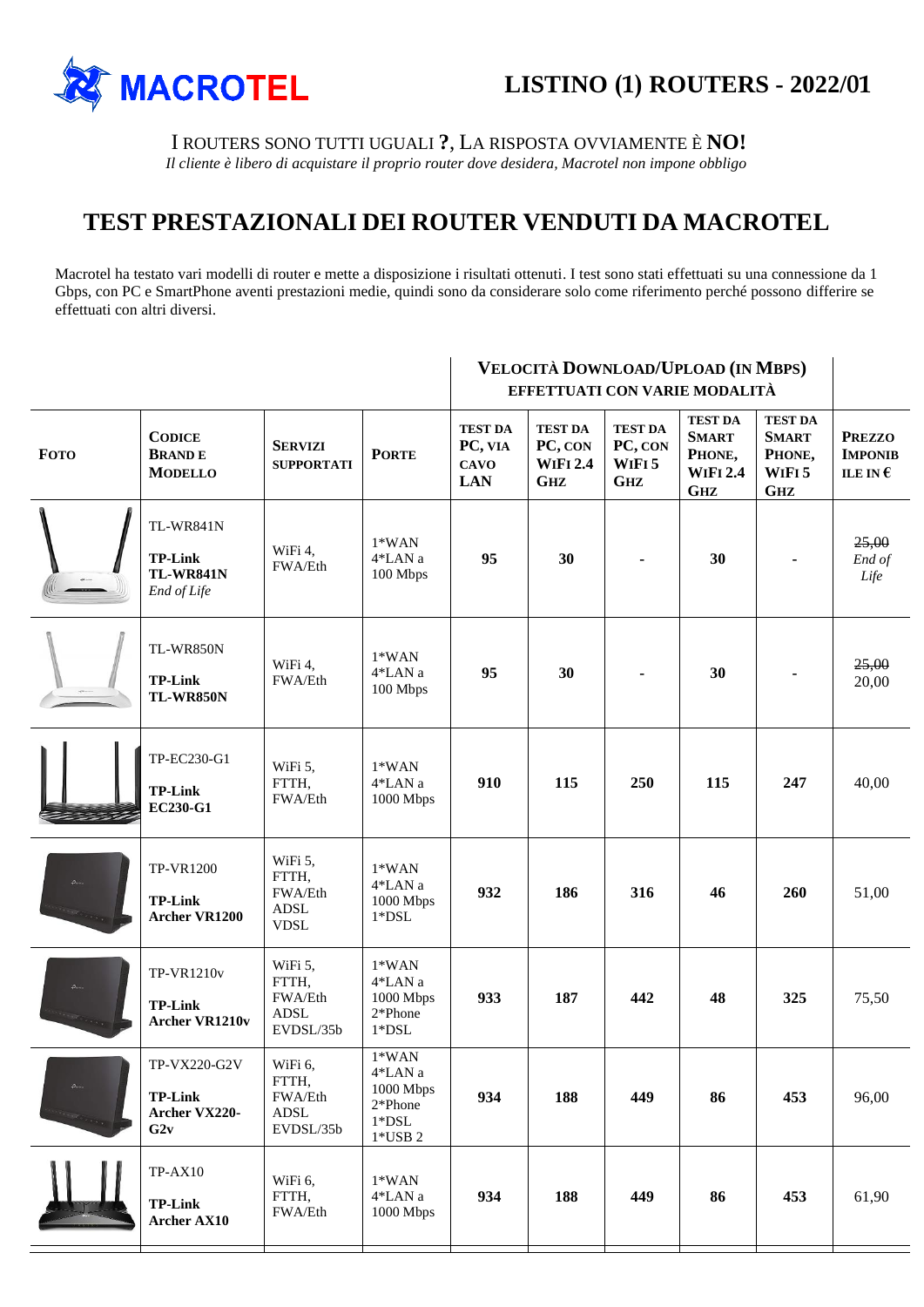# LISTINO (1) ROUTERS - 2022/01

I ROUTERS SONO TUTTI UGUALI **?**, LA RISPOSTA OVVIAMENTE È **NO!**

*Il cliente è libero di acquistare il proprio router dove desidera, Macrotel non impone obbligo*

## TEST PRESTAZIONALI DEI ROUTER VENDUTI DA MACROTEL

Macrotel ha testato vari modelli di router e mette a disposizione i risultati ottenuti. I test sono stati effettuati su una connessione da 1 Gbps, con PC e SmartPhone aventi prestazioni medie, quindi sono da considerare solo come riferimento perché possono differire se effettuati con altri diversi.

| | | | | **VELOCITÀ DOWNLOAD/UPLOAD (IN MBPS) EFFETTUATI CON VARIE MODALITÀ** | | | | | |
|---|---|---|---|---|---|---|---|---|---|
| **FOTO** | **CODICE BRAND E MODELLO** | **SERVIZI SUPPORTATI** | **PORTE** | **TEST DA PC, VIA CAVO LAN** | **TEST DA PC, CON WIFI 2.4 GHZ** | **TEST DA PC, CON WIFI 5 GHZ** | **TEST DA SMART PHONE, WIFI 2.4 GHZ** | **TEST DA SMART PHONE, WIFI 5 GHZ** | **PREZZO IMPONIBILE IN €** |
| | TL-WR841N **TP-Link TL-WR841N** *End of Life* | WiFi 4, FWA/Eth | 1*WAN 4*LAN a 100 Mbps | **95** | **30** | **-** | **30** | **-** | ~~25,00~~ *End of Life* |
| | TL-WR850N **TP-Link TL-WR850N** | WiFi 4, FWA/Eth | 1*WAN 4*LAN a 100 Mbps | **95** | **30** | **-** | **30** | **-** | ~~25,00~~ 20,00 |
| | TP-EC230-G1 **TP-Link EC230-G1** | WiFi 5, FTTH, FWA/Eth | 1*WAN 4*LAN a 1000 Mbps | **910** | **115** | **250** | **115** | **247** | 40,00 |
| | TP-VR1200 **TP-Link Archer VR1200** | WiFi 5, FTTH, FWA/Eth ADSL VDSL | 1*WAN 4*LAN a 1000 Mbps 1*DSL | **932** | **186** | **316** | **46** | **260** | 51,00 |
| | TP-VR1210v **TP-Link Archer VR1210v** | WiFi 5, FTTH, FWA/Eth ADSL EVDSL/35b | 1*WAN 4*LAN a 1000 Mbps 2*Phone 1*DSL | **933** | **187** | **442** | **48** | **325** | 75,50 |
| | TP-VX220-G2V **TP-Link Archer VX220-G2v** | WiFi 6, FTTH, FWA/Eth ADSL EVDSL/35b | 1*WAN 4*LAN a 1000 Mbps 2*Phone 1*DSL 1*USB 2 | **934** | **188** | **449** | **86** | **453** | 96,00 |
| | TP-AX10 **TP-Link Archer AX10** | WiFi 6, FTTH, FWA/Eth | 1*WAN 4*LAN a 1000 Mbps | **934** | **188** | **449** | **86** | **453** | 61,90 |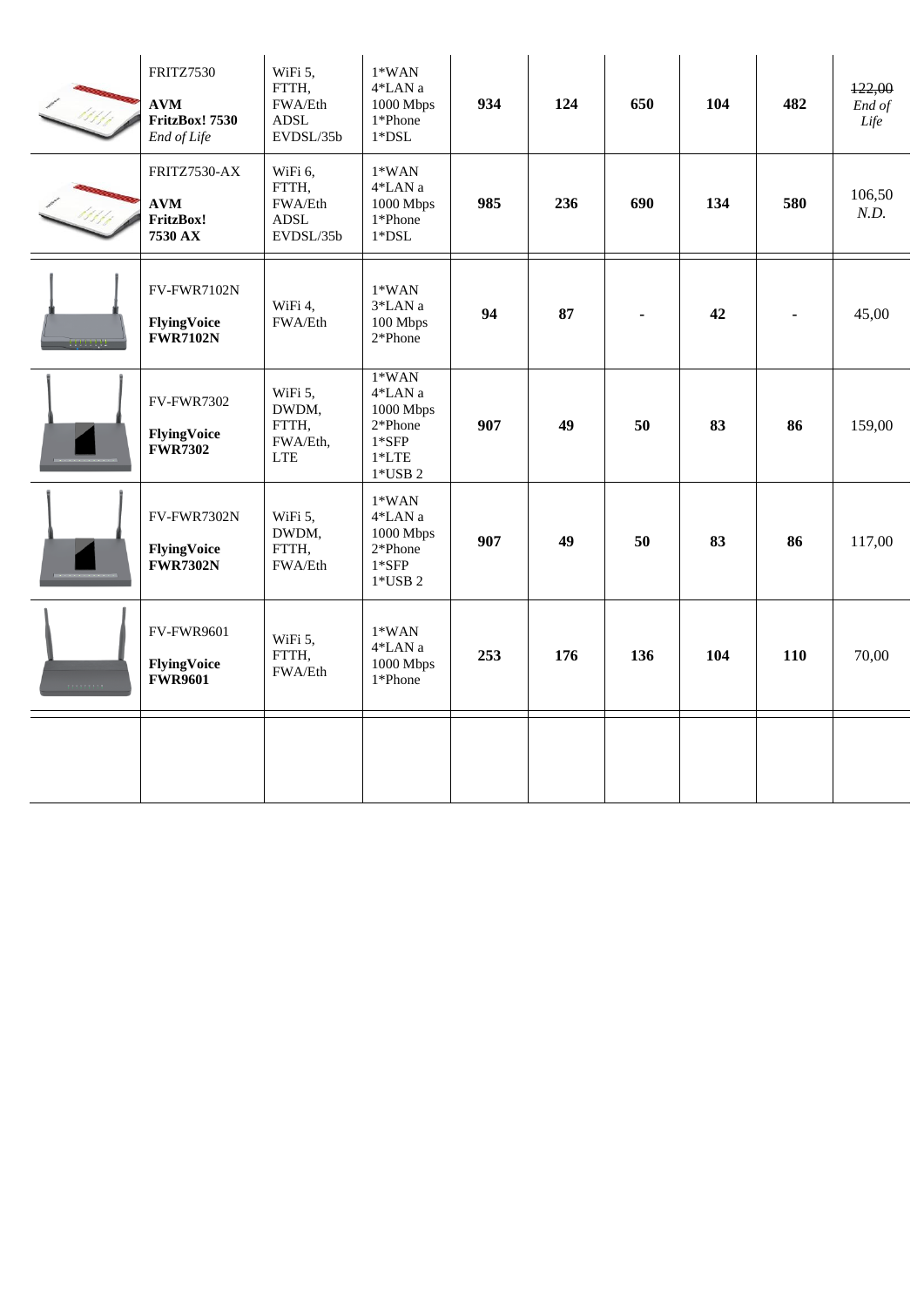| | | | | | | | | | |
|---|---|---|---|---|---|---|---|---|---|
| | FRITZ7530<br><br>**AVM**<br>**FritzBox! 7530**<br>*End of Life* | WiFi 5,<br>FTTH,<br>FWA/Eth<br>ADSL<br>EVDSL/35b | 1*WAN<br>4*LAN a<br>1000 Mbps<br>1*Phone<br>1*DSL | **934** | **124** | **650** | **104** | **482** | ~~122,00~~<br>*End of Life* |
| | FRITZ7530-AX<br><br>**AVM**<br>**FritzBox!**<br>**7530 AX** | WiFi 6,<br>FTTH,<br>FWA/Eth<br>ADSL<br>EVDSL/35b | 1*WAN<br>4*LAN a<br>1000 Mbps<br>1*Phone<br>1*DSL | **985** | **236** | **690** | **134** | **580** | 106,50<br>*N.D.* |
| | FV-FWR7102N<br><br>**FlyingVoice**<br>**FWR7102N** | WiFi 4,<br>FWA/Eth | 1*WAN<br>3*LAN a<br>100 Mbps<br>2*Phone | **94** | **87** | **-** | **42** | **-** | 45,00 |
| | FV-FWR7302<br><br>**FlyingVoice**<br>**FWR7302** | WiFi 5,<br>DWDM,<br>FTTH,<br>FWA/Eth,<br>LTE | 1*WAN<br>4*LAN a<br>1000 Mbps<br>2*Phone<br>1*SFP<br>1*LTE<br>1*USB 2 | **907** | **49** | **50** | **83** | **86** | 159,00 |
| | FV-FWR7302N<br><br>**FlyingVoice**<br>**FWR7302N** | WiFi 5,<br>DWDM,<br>FTTH,<br>FWA/Eth | 1*WAN<br>4*LAN a<br>1000 Mbps<br>2*Phone<br>1*SFP<br>1*USB 2 | **907** | **49** | **50** | **83** | **86** | 117,00 |
| | FV-FWR9601<br><br>**FlyingVoice**<br>**FWR9601** | WiFi 5,<br>FTTH,<br>FWA/Eth | 1*WAN<br>4*LAN a<br>1000 Mbps<br>1*Phone | **253** | **176** | **136** | **104** | **110** | 70,00 |
| | | | | | | | | | |